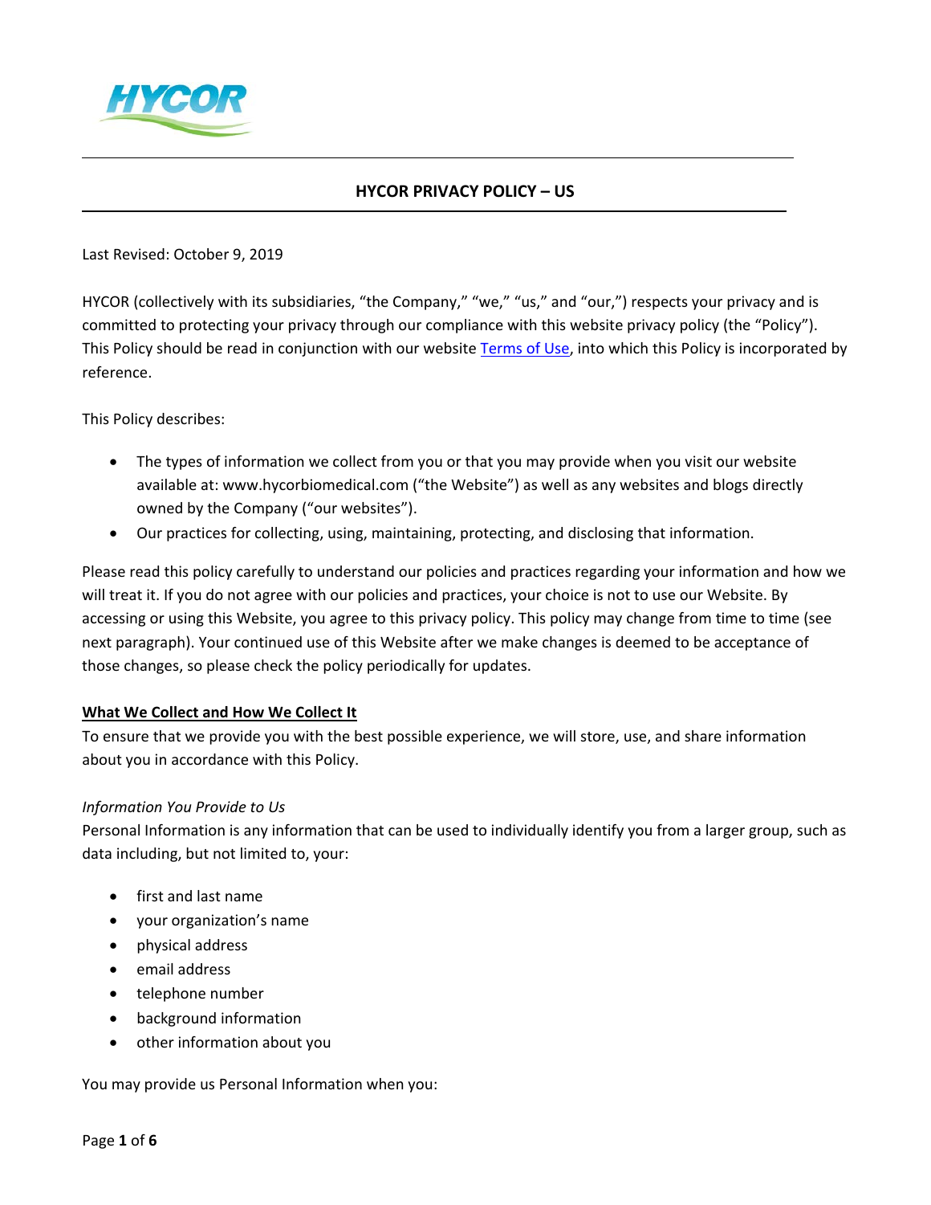# HYCOR PRIVACY POLICY – US

Last Revised: October 9, 2019

HYCOR (collectively with its subsidiaries, "the Company," "we," "us," and "our,") respects your privacy and is committed to protecting your privacy through our compliance with this website privacy policy (the "Policy"). This Policy should be read in conjunction with our website Terms of Use, into which this Policy is incorporated by reference.

This Policy describes:

- The types of information we collect from you or that you may provide when you visit our website available at: www.hycorbiomedical.com ("the Website") as well as any websites and blogs directly owned by the Company ("our websites").
- Our practices for collecting, using, maintaining, protecting, and disclosing that information.

Please read this policy carefully to understand our policies and practices regarding your information and how we will treat it. If you do not agree with our policies and practices, your choice is not to use our Website. By accessing or using this Website, you agree to this privacy policy. This policy may change from time to time (see next paragraph). Your continued use of this Website after we make changes is deemed to be acceptance of those changes, so please check the policy periodically for updates.

## What We Collect and How We Collect It

To ensure that we provide you with the best possible experience, we will store, use, and share information about you in accordance with this Policy.

*Information You Provide to Us*

Personal Information is any information that can be used to individually identify you from a larger group, such as data including, but not limited to, your:

- first and last name
- your organization's name
- physical address
- email address
- telephone number
- background information
- other information about you

You may provide us Personal Information when you: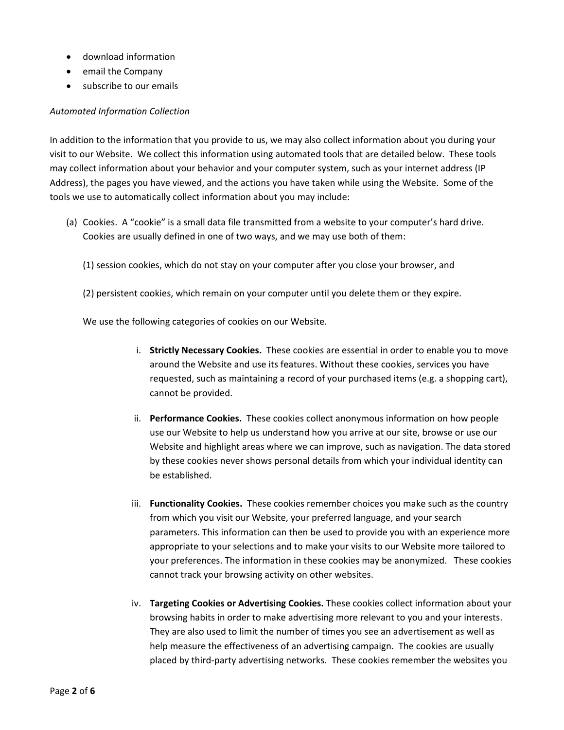- download information
- email the Company
- subscribe to our emails

*Automated Information Collection*

In addition to the information that you provide to us, we may also collect information about you during your visit to our Website. We collect this information using automated tools that are detailed below. These tools may collect information about your behavior and your computer system, such as your internet address (IP Address), the pages you have viewed, and the actions you have taken while using the Website. Some of the tools we use to automatically collect information about you may include:

(a) <u>Cookies</u>. A "cookie" is a small data file transmitted from a website to your computer's hard drive. Cookies are usually defined in one of two ways, and we may use both of them:

(1) session cookies, which do not stay on your computer after you close your browser, and

(2) persistent cookies, which remain on your computer until you delete them or they expire.

We use the following categories of cookies on our Website.

i. **Strictly Necessary Cookies.** These cookies are essential in order to enable you to move around the Website and use its features. Without these cookies, services you have requested, such as maintaining a record of your purchased items (e.g. a shopping cart), cannot be provided.

ii. **Performance Cookies.** These cookies collect anonymous information on how people use our Website to help us understand how you arrive at our site, browse or use our Website and highlight areas where we can improve, such as navigation. The data stored by these cookies never shows personal details from which your individual identity can be established.

iii. **Functionality Cookies.** These cookies remember choices you make such as the country from which you visit our Website, your preferred language, and your search parameters. This information can then be used to provide you with an experience more appropriate to your selections and to make your visits to our Website more tailored to your preferences. The information in these cookies may be anonymized. These cookies cannot track your browsing activity on other websites.

iv. **Targeting Cookies or Advertising Cookies.** These cookies collect information about your browsing habits in order to make advertising more relevant to you and your interests. They are also used to limit the number of times you see an advertisement as well as help measure the effectiveness of an advertising campaign. The cookies are usually placed by third-party advertising networks. These cookies remember the websites you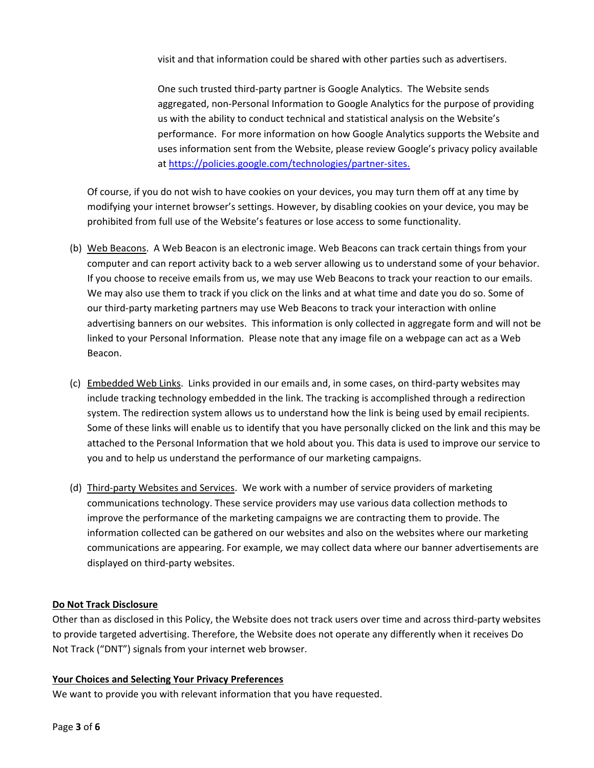visit and that information could be shared with other parties such as advertisers.

One such trusted third-party partner is Google Analytics. The Website sends aggregated, non-Personal Information to Google Analytics for the purpose of providing us with the ability to conduct technical and statistical analysis on the Website's performance. For more information on how Google Analytics supports the Website and uses information sent from the Website, please review Google's privacy policy available at [https://policies.google.com/technologies/partner-sites.](https://policies.google.com/technologies/partner-sites)

Of course, if you do not wish to have cookies on your devices, you may turn them off at any time by modifying your internet browser's settings. However, by disabling cookies on your device, you may be prohibited from full use of the Website's features or lose access to some functionality.

(b) Web Beacons. A Web Beacon is an electronic image. Web Beacons can track certain things from your computer and can report activity back to a web server allowing us to understand some of your behavior. If you choose to receive emails from us, we may use Web Beacons to track your reaction to our emails. We may also use them to track if you click on the links and at what time and date you do so. Some of our third-party marketing partners may use Web Beacons to track your interaction with online advertising banners on our websites. This information is only collected in aggregate form and will not be linked to your Personal Information. Please note that any image file on a webpage can act as a Web Beacon.

(c) Embedded Web Links. Links provided in our emails and, in some cases, on third-party websites may include tracking technology embedded in the link. The tracking is accomplished through a redirection system. The redirection system allows us to understand how the link is being used by email recipients. Some of these links will enable us to identify that you have personally clicked on the link and this may be attached to the Personal Information that we hold about you. This data is used to improve our service to you and to help us understand the performance of our marketing campaigns.

(d) Third-party Websites and Services. We work with a number of service providers of marketing communications technology. These service providers may use various data collection methods to improve the performance of the marketing campaigns we are contracting them to provide. The information collected can be gathered on our websites and also on the websites where our marketing communications are appearing. For example, we may collect data where our banner advertisements are displayed on third-party websites.

**Do Not Track Disclosure**

Other than as disclosed in this Policy, the Website does not track users over time and across third-party websites to provide targeted advertising. Therefore, the Website does not operate any differently when it receives Do Not Track ("DNT") signals from your internet web browser.

**Your Choices and Selecting Your Privacy Preferences**

We want to provide you with relevant information that you have requested.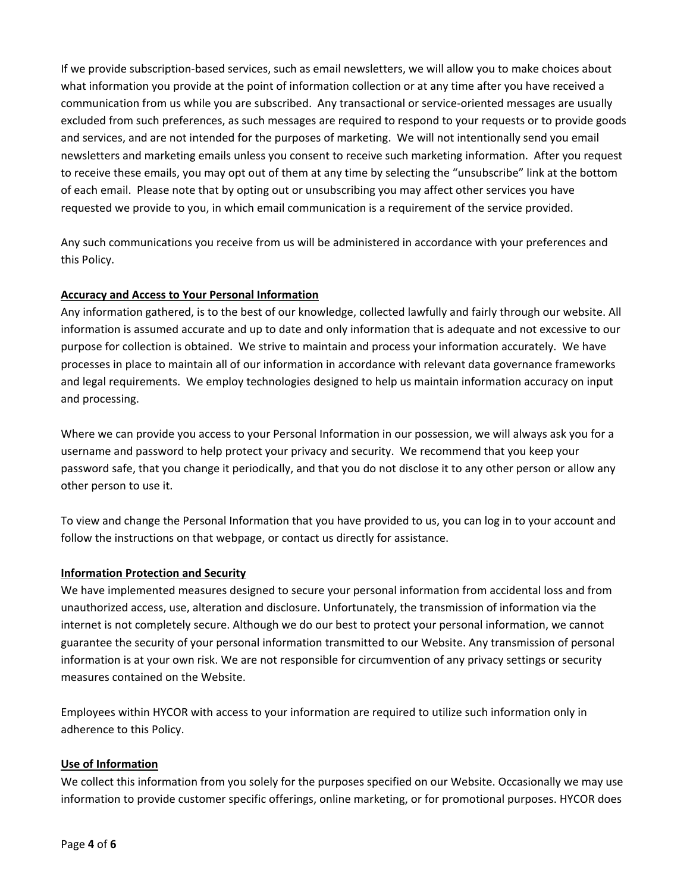If we provide subscription-based services, such as email newsletters, we will allow you to make choices about what information you provide at the point of information collection or at any time after you have received a communication from us while you are subscribed. Any transactional or service-oriented messages are usually excluded from such preferences, as such messages are required to respond to your requests or to provide goods and services, and are not intended for the purposes of marketing. We will not intentionally send you email newsletters and marketing emails unless you consent to receive such marketing information. After you request to receive these emails, you may opt out of them at any time by selecting the "unsubscribe" link at the bottom of each email. Please note that by opting out or unsubscribing you may affect other services you have requested we provide to you, in which email communication is a requirement of the service provided.

Any such communications you receive from us will be administered in accordance with your preferences and this Policy.

**Accuracy and Access to Your Personal Information**

Any information gathered, is to the best of our knowledge, collected lawfully and fairly through our website. All information is assumed accurate and up to date and only information that is adequate and not excessive to our purpose for collection is obtained. We strive to maintain and process your information accurately. We have processes in place to maintain all of our information in accordance with relevant data governance frameworks and legal requirements. We employ technologies designed to help us maintain information accuracy on input and processing.

Where we can provide you access to your Personal Information in our possession, we will always ask you for a username and password to help protect your privacy and security. We recommend that you keep your password safe, that you change it periodically, and that you do not disclose it to any other person or allow any other person to use it.

To view and change the Personal Information that you have provided to us, you can log in to your account and follow the instructions on that webpage, or contact us directly for assistance.

**Information Protection and Security**

We have implemented measures designed to secure your personal information from accidental loss and from unauthorized access, use, alteration and disclosure. Unfortunately, the transmission of information via the internet is not completely secure. Although we do our best to protect your personal information, we cannot guarantee the security of your personal information transmitted to our Website. Any transmission of personal information is at your own risk. We are not responsible for circumvention of any privacy settings or security measures contained on the Website.

Employees within HYCOR with access to your information are required to utilize such information only in adherence to this Policy.

**Use of Information**

We collect this information from you solely for the purposes specified on our Website. Occasionally we may use information to provide customer specific offerings, online marketing, or for promotional purposes. HYCOR does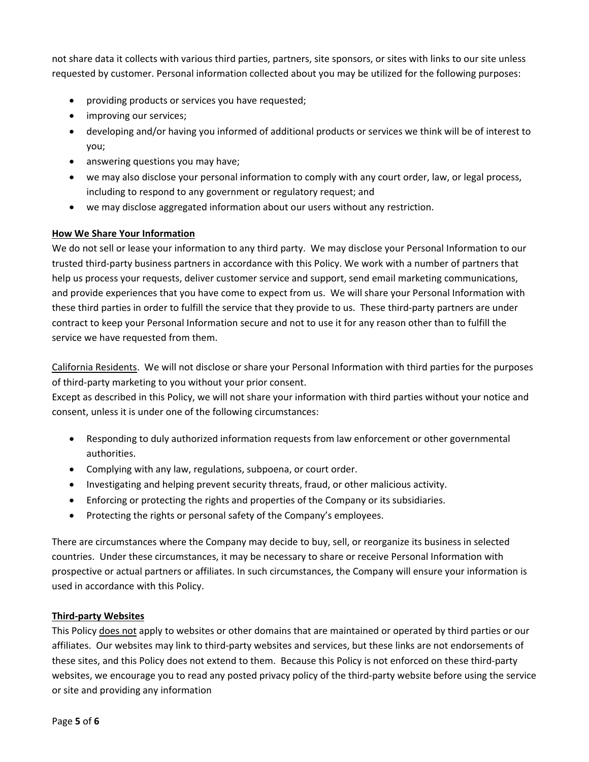not share data it collects with various third parties, partners, site sponsors, or sites with links to our site unless requested by customer. Personal information collected about you may be utilized for the following purposes:

- providing products or services you have requested;
- improving our services;
- developing and/or having you informed of additional products or services we think will be of interest to you;
- answering questions you may have;
- we may also disclose your personal information to comply with any court order, law, or legal process, including to respond to any government or regulatory request; and
- we may disclose aggregated information about our users without any restriction.

**How We Share Your Information**

We do not sell or lease your information to any third party. We may disclose your Personal Information to our trusted third-party business partners in accordance with this Policy. We work with a number of partners that help us process your requests, deliver customer service and support, send email marketing communications, and provide experiences that you have come to expect from us. We will share your Personal Information with these third parties in order to fulfill the service that they provide to us. These third-party partners are under contract to keep your Personal Information secure and not to use it for any reason other than to fulfill the service we have requested from them.

California Residents. We will not disclose or share your Personal Information with third parties for the purposes of third-party marketing to you without your prior consent.

Except as described in this Policy, we will not share your information with third parties without your notice and consent, unless it is under one of the following circumstances:

- Responding to duly authorized information requests from law enforcement or other governmental authorities.
- Complying with any law, regulations, subpoena, or court order.
- Investigating and helping prevent security threats, fraud, or other malicious activity.
- Enforcing or protecting the rights and properties of the Company or its subsidiaries.
- Protecting the rights or personal safety of the Company's employees.

There are circumstances where the Company may decide to buy, sell, or reorganize its business in selected countries. Under these circumstances, it may be necessary to share or receive Personal Information with prospective or actual partners or affiliates. In such circumstances, the Company will ensure your information is used in accordance with this Policy.

**Third-party Websites**

This Policy does not apply to websites or other domains that are maintained or operated by third parties or our affiliates. Our websites may link to third-party websites and services, but these links are not endorsements of these sites, and this Policy does not extend to them. Because this Policy is not enforced on these third-party websites, we encourage you to read any posted privacy policy of the third-party website before using the service or site and providing any information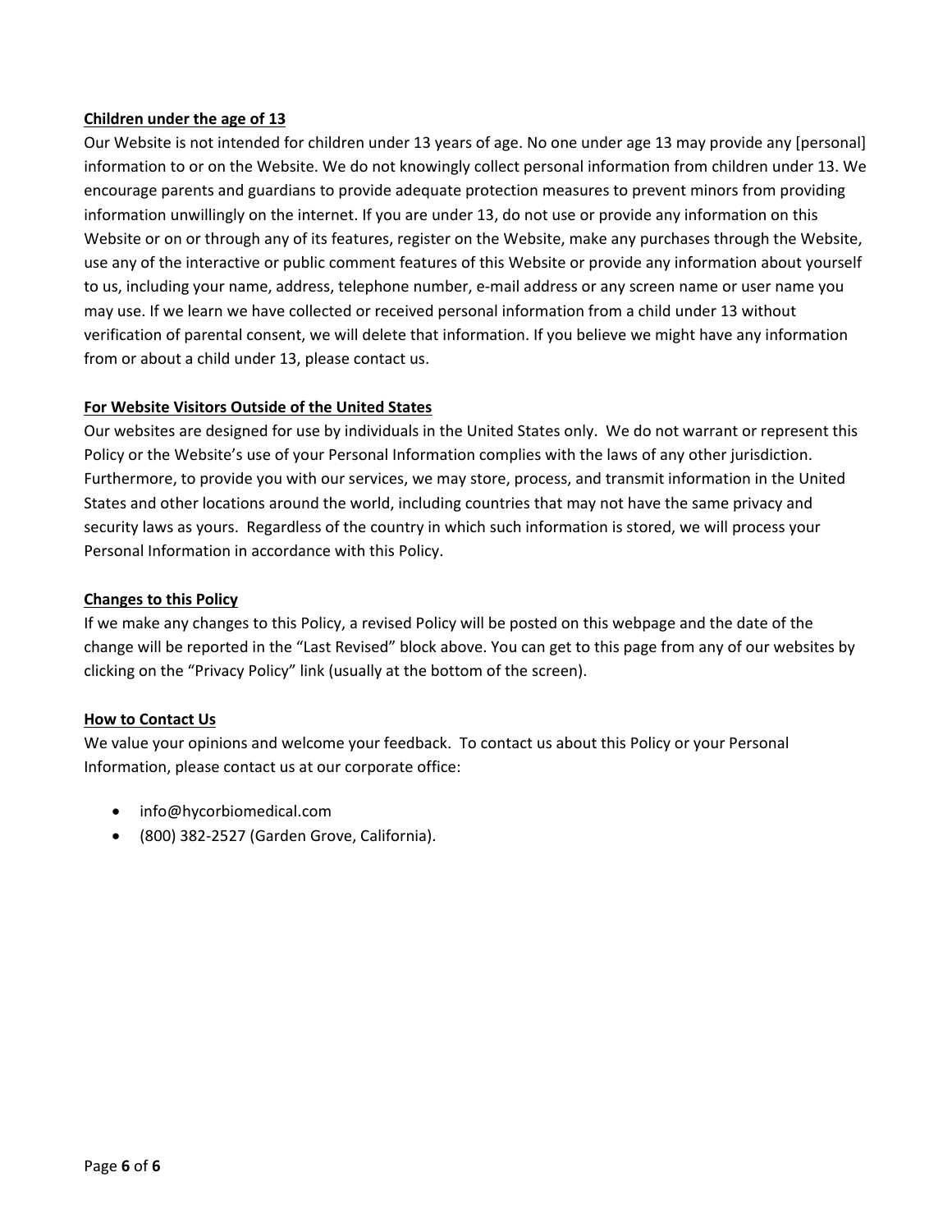## Children under the age of 13

Our Website is not intended for children under 13 years of age. No one under age 13 may provide any [personal] information to or on the Website. We do not knowingly collect personal information from children under 13. We encourage parents and guardians to provide adequate protection measures to prevent minors from providing information unwillingly on the internet. If you are under 13, do not use or provide any information on this Website or on or through any of its features, register on the Website, make any purchases through the Website, use any of the interactive or public comment features of this Website or provide any information about yourself to us, including your name, address, telephone number, e-mail address or any screen name or user name you may use. If we learn we have collected or received personal information from a child under 13 without verification of parental consent, we will delete that information. If you believe we might have any information from or about a child under 13, please contact us.

## For Website Visitors Outside of the United States

Our websites are designed for use by individuals in the United States only. We do not warrant or represent this Policy or the Website's use of your Personal Information complies with the laws of any other jurisdiction. Furthermore, to provide you with our services, we may store, process, and transmit information in the United States and other locations around the world, including countries that may not have the same privacy and security laws as yours. Regardless of the country in which such information is stored, we will process your Personal Information in accordance with this Policy.

## Changes to this Policy

If we make any changes to this Policy, a revised Policy will be posted on this webpage and the date of the change will be reported in the "Last Revised" block above. You can get to this page from any of our websites by clicking on the "Privacy Policy" link (usually at the bottom of the screen).

## How to Contact Us

We value your opinions and welcome your feedback. To contact us about this Policy or your Personal Information, please contact us at our corporate office:

- info@hycorbiomedical.com
- (800) 382-2527 (Garden Grove, California).